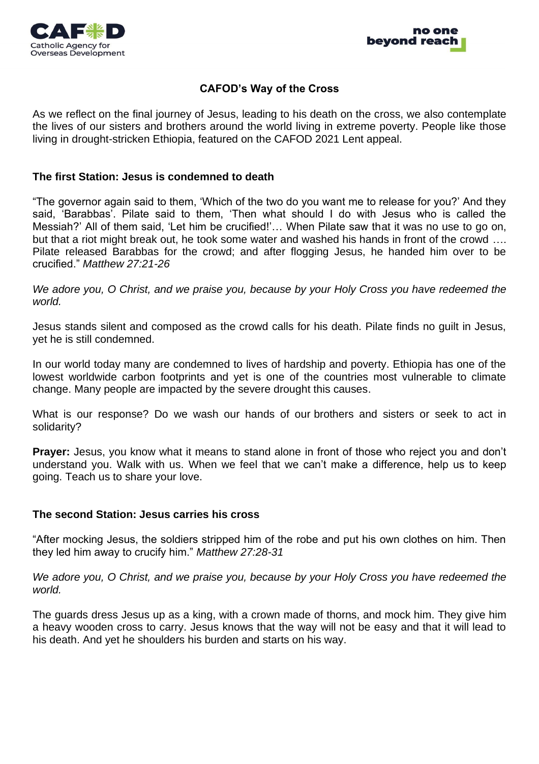# CAFOD's Way of the Cross

As we reflect on the final journey of Jesus, leading to his death on the cross, we also contemplate the lives of our sisters and brothers around the world living in extreme poverty. People like those living in drought-stricken Ethiopia, featured on the CAFOD 2021 Lent appeal.

## The first Station: Jesus is condemned to death

"The governor again said to them, 'Which of the two do you want me to release for you?' And they said, 'Barabbas'. Pilate said to them, 'Then what should I do with Jesus who is called the Messiah?' All of them said, 'Let him be crucified!'… When Pilate saw that it was no use to go on, but that a riot might break out, he took some water and washed his hands in front of the crowd …. Pilate released Barabbas for the crowd; and after flogging Jesus, he handed him over to be crucified." *Matthew 27:21-26*

*We adore you, O Christ, and we praise you, because by your Holy Cross you have redeemed the world.*

Jesus stands silent and composed as the crowd calls for his death. Pilate finds no guilt in Jesus, yet he is still condemned.

In our world today many are condemned to lives of hardship and poverty. Ethiopia has one of the lowest worldwide carbon footprints and yet is one of the countries most vulnerable to climate change. Many people are impacted by the severe drought this causes.

What is our response? Do we wash our hands of our brothers and sisters or seek to act in solidarity?

**Prayer:** Jesus, you know what it means to stand alone in front of those who reject you and don't understand you. Walk with us. When we feel that we can't make a difference, help us to keep going. Teach us to share your love.

## The second Station: Jesus carries his cross

"After mocking Jesus, the soldiers stripped him of the robe and put his own clothes on him. Then they led him away to crucify him." *Matthew 27:28-31*

*We adore you, O Christ, and we praise you, because by your Holy Cross you have redeemed the world.*

The guards dress Jesus up as a king, with a crown made of thorns, and mock him. They give him a heavy wooden cross to carry. Jesus knows that the way will not be easy and that it will lead to his death. And yet he shoulders his burden and starts on his way.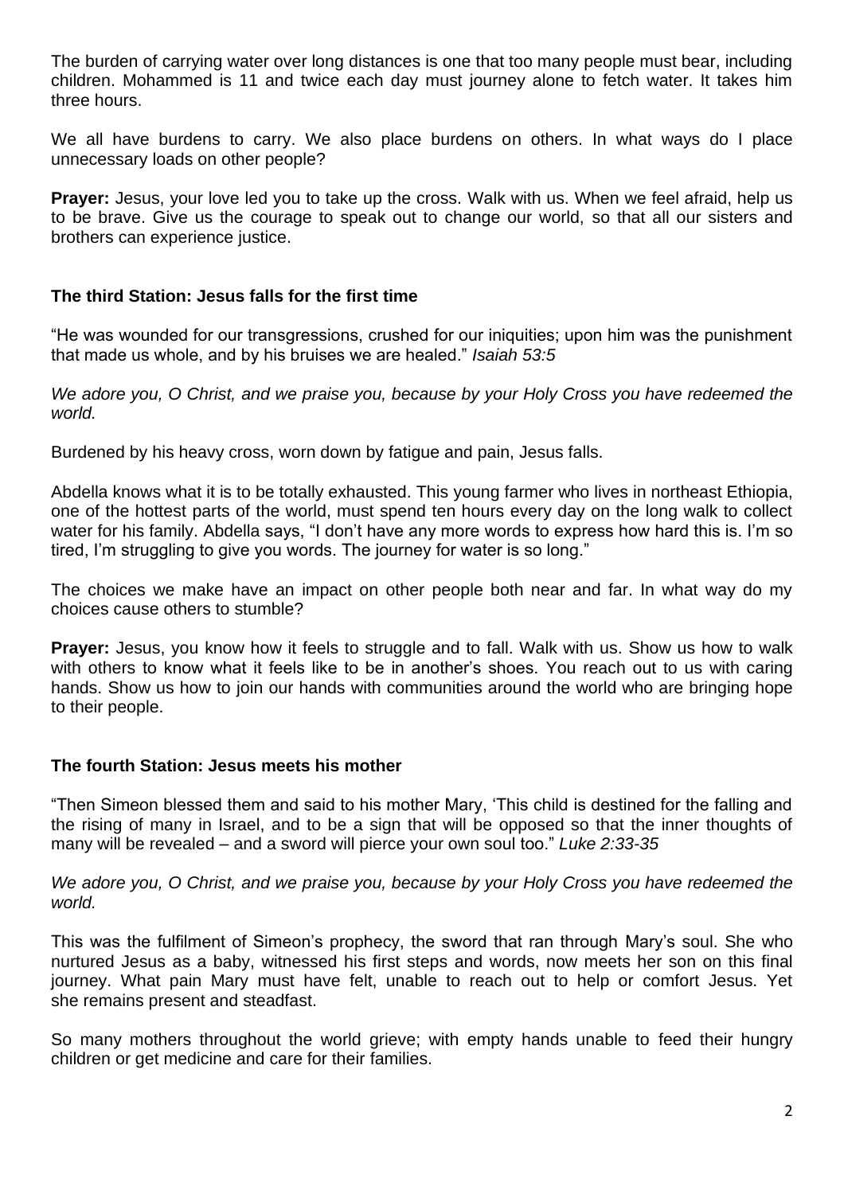The burden of carrying water over long distances is one that too many people must bear, including children. Mohammed is 11 and twice each day must journey alone to fetch water. It takes him three hours.

We all have burdens to carry. We also place burdens on others. In what ways do I place unnecessary loads on other people?

**Prayer:** Jesus, your love led you to take up the cross. Walk with us. When we feel afraid, help us to be brave. Give us the courage to speak out to change our world, so that all our sisters and brothers can experience justice.

### The third Station: Jesus falls for the first time

"He was wounded for our transgressions, crushed for our iniquities; upon him was the punishment that made us whole, and by his bruises we are healed." *Isaiah 53:5*

*We adore you, O Christ, and we praise you, because by your Holy Cross you have redeemed the world.*

Burdened by his heavy cross, worn down by fatigue and pain, Jesus falls.

Abdella knows what it is to be totally exhausted. This young farmer who lives in northeast Ethiopia, one of the hottest parts of the world, must spend ten hours every day on the long walk to collect water for his family. Abdella says, "I don't have any more words to express how hard this is. I'm so tired, I'm struggling to give you words. The journey for water is so long."

The choices we make have an impact on other people both near and far. In what way do my choices cause others to stumble?

**Prayer:** Jesus, you know how it feels to struggle and to fall. Walk with us. Show us how to walk with others to know what it feels like to be in another's shoes. You reach out to us with caring hands. Show us how to join our hands with communities around the world who are bringing hope to their people.

### The fourth Station: Jesus meets his mother

"Then Simeon blessed them and said to his mother Mary, 'This child is destined for the falling and the rising of many in Israel, and to be a sign that will be opposed so that the inner thoughts of many will be revealed – and a sword will pierce your own soul too." *Luke 2:33-35*

*We adore you, O Christ, and we praise you, because by your Holy Cross you have redeemed the world.*

This was the fulfilment of Simeon's prophecy, the sword that ran through Mary's soul. She who nurtured Jesus as a baby, witnessed his first steps and words, now meets her son on this final journey. What pain Mary must have felt, unable to reach out to help or comfort Jesus. Yet she remains present and steadfast.

So many mothers throughout the world grieve; with empty hands unable to feed their hungry children or get medicine and care for their families.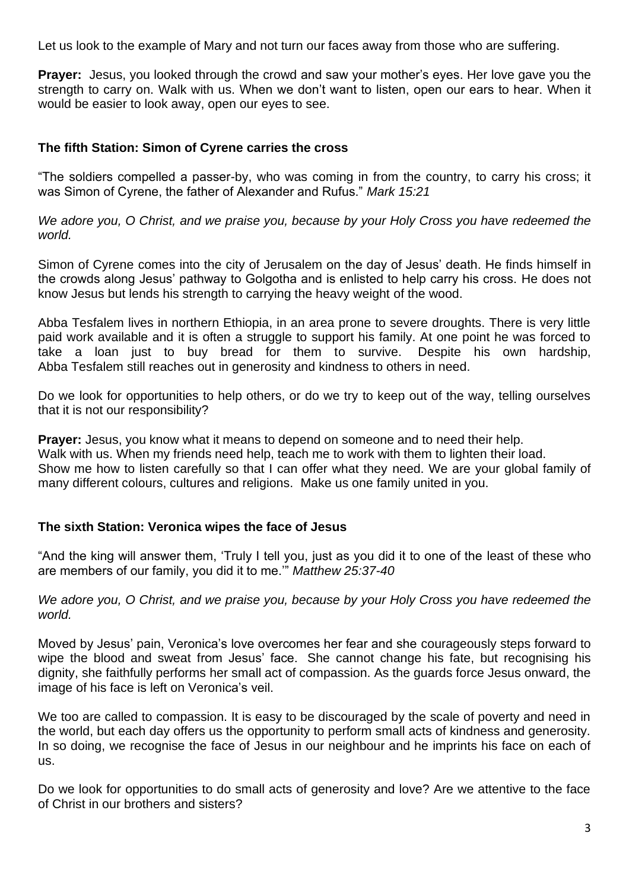Let us look to the example of Mary and not turn our faces away from those who are suffering.

**Prayer:** Jesus, you looked through the crowd and saw your mother's eyes. Her love gave you the strength to carry on. Walk with us. When we don't want to listen, open our ears to hear. When it would be easier to look away, open our eyes to see.

## The fifth Station: Simon of Cyrene carries the cross

"The soldiers compelled a passer-by, who was coming in from the country, to carry his cross; it was Simon of Cyrene, the father of Alexander and Rufus." *Mark 15:21*

*We adore you, O Christ, and we praise you, because by your Holy Cross you have redeemed the world.*

Simon of Cyrene comes into the city of Jerusalem on the day of Jesus' death. He finds himself in the crowds along Jesus' pathway to Golgotha and is enlisted to help carry his cross. He does not know Jesus but lends his strength to carrying the heavy weight of the wood.

Abba Tesfalem lives in northern Ethiopia, in an area prone to severe droughts. There is very little paid work available and it is often a struggle to support his family. At one point he was forced to take a loan just to buy bread for them to survive. Despite his own hardship, Abba Tesfalem still reaches out in generosity and kindness to others in need.

Do we look for opportunities to help others, or do we try to keep out of the way, telling ourselves that it is not our responsibility?

**Prayer:** Jesus, you know what it means to depend on someone and to need their help.
Walk with us. When my friends need help, teach me to work with them to lighten their load.
Show me how to listen carefully so that I can offer what they need. We are your global family of many different colours, cultures and religions. Make us one family united in you.

## The sixth Station: Veronica wipes the face of Jesus

"And the king will answer them, 'Truly I tell you, just as you did it to one of the least of these who are members of our family, you did it to me.'" *Matthew 25:37-40*

*We adore you, O Christ, and we praise you, because by your Holy Cross you have redeemed the world.*

Moved by Jesus' pain, Veronica's love overcomes her fear and she courageously steps forward to wipe the blood and sweat from Jesus' face. She cannot change his fate, but recognising his dignity, she faithfully performs her small act of compassion. As the guards force Jesus onward, the image of his face is left on Veronica's veil.

We too are called to compassion. It is easy to be discouraged by the scale of poverty and need in the world, but each day offers us the opportunity to perform small acts of kindness and generosity. In so doing, we recognise the face of Jesus in our neighbour and he imprints his face on each of us.

Do we look for opportunities to do small acts of generosity and love? Are we attentive to the face of Christ in our brothers and sisters?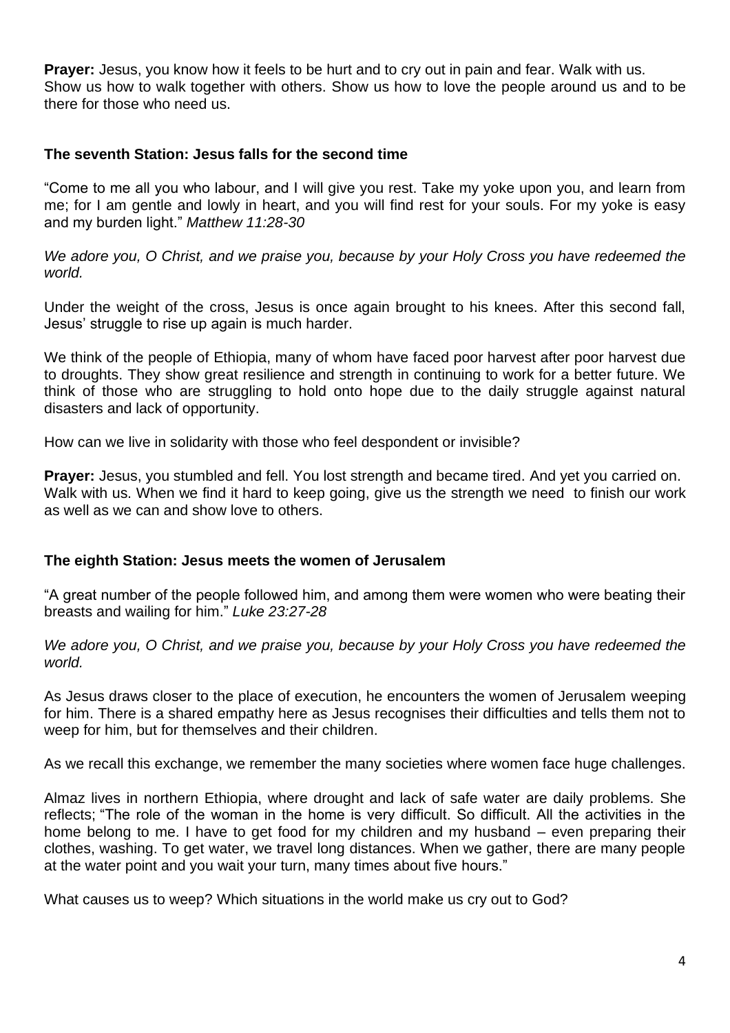**Prayer:** Jesus, you know how it feels to be hurt and to cry out in pain and fear. Walk with us. Show us how to walk together with others. Show us how to love the people around us and to be there for those who need us.

### The seventh Station: Jesus falls for the second time

"Come to me all you who labour, and I will give you rest. Take my yoke upon you, and learn from me; for I am gentle and lowly in heart, and you will find rest for your souls. For my yoke is easy and my burden light." *Matthew 11:28-30*

*We adore you, O Christ, and we praise you, because by your Holy Cross you have redeemed the world.*

Under the weight of the cross, Jesus is once again brought to his knees. After this second fall, Jesus' struggle to rise up again is much harder.

We think of the people of Ethiopia, many of whom have faced poor harvest after poor harvest due to droughts. They show great resilience and strength in continuing to work for a better future. We think of those who are struggling to hold onto hope due to the daily struggle against natural disasters and lack of opportunity.

How can we live in solidarity with those who feel despondent or invisible?

**Prayer:** Jesus, you stumbled and fell. You lost strength and became tired. And yet you carried on. Walk with us. When we find it hard to keep going, give us the strength we need to finish our work as well as we can and show love to others.

### The eighth Station: Jesus meets the women of Jerusalem

"A great number of the people followed him, and among them were women who were beating their breasts and wailing for him." *Luke 23:27-28*

*We adore you, O Christ, and we praise you, because by your Holy Cross you have redeemed the world.*

As Jesus draws closer to the place of execution, he encounters the women of Jerusalem weeping for him. There is a shared empathy here as Jesus recognises their difficulties and tells them not to weep for him, but for themselves and their children.

As we recall this exchange, we remember the many societies where women face huge challenges.

Almaz lives in northern Ethiopia, where drought and lack of safe water are daily problems. She reflects; "The role of the woman in the home is very difficult. So difficult. All the activities in the home belong to me. I have to get food for my children and my husband – even preparing their clothes, washing. To get water, we travel long distances. When we gather, there are many people at the water point and you wait your turn, many times about five hours."

What causes us to weep? Which situations in the world make us cry out to God?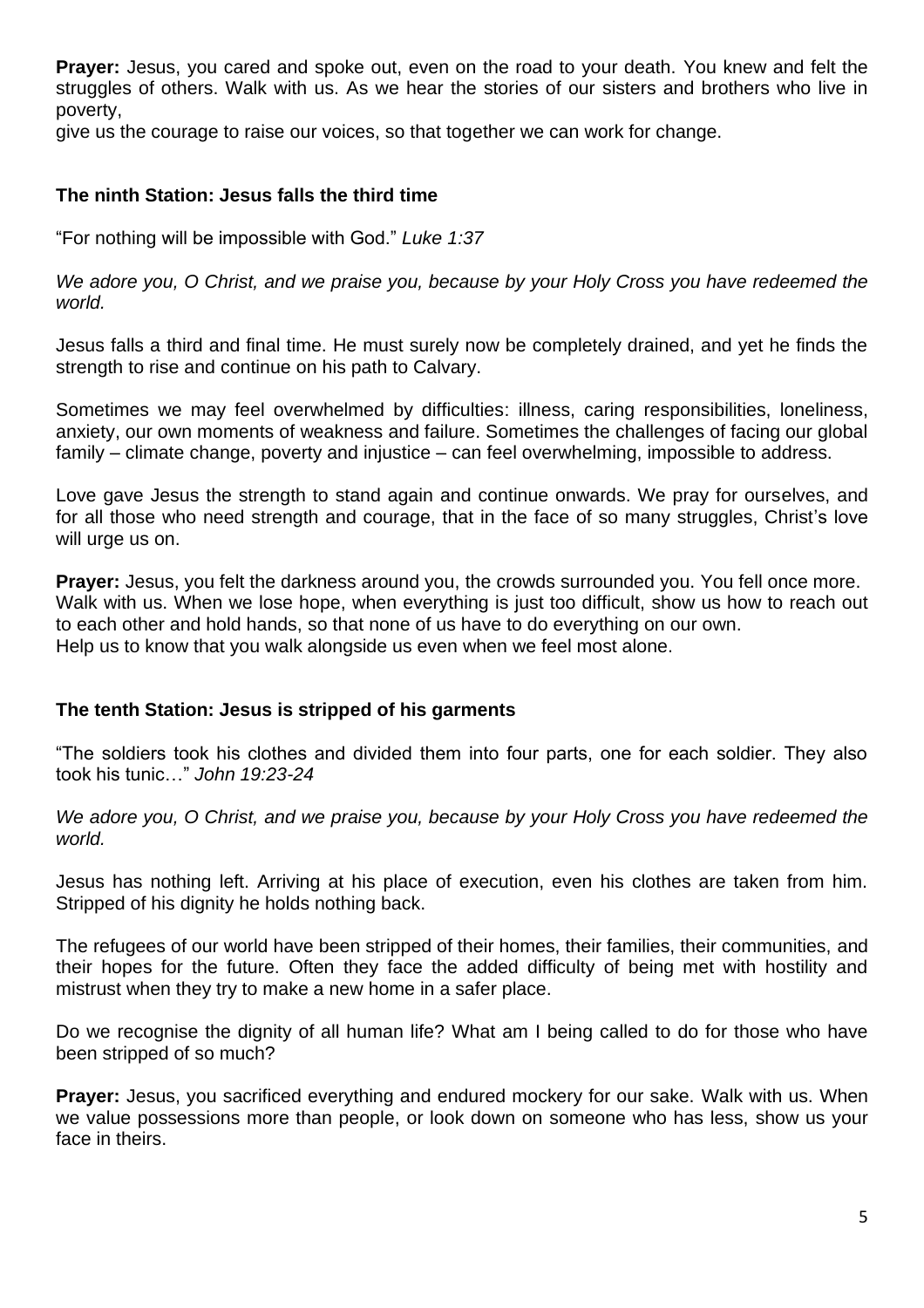**Prayer:** Jesus, you cared and spoke out, even on the road to your death. You knew and felt the struggles of others. Walk with us. As we hear the stories of our sisters and brothers who live in poverty,
give us the courage to raise our voices, so that together we can work for change.

### The ninth Station: Jesus falls the third time

"For nothing will be impossible with God." *Luke 1:37*

*We adore you, O Christ, and we praise you, because by your Holy Cross you have redeemed the world.*

Jesus falls a third and final time. He must surely now be completely drained, and yet he finds the strength to rise and continue on his path to Calvary.

Sometimes we may feel overwhelmed by difficulties: illness, caring responsibilities, loneliness, anxiety, our own moments of weakness and failure. Sometimes the challenges of facing our global family – climate change, poverty and injustice – can feel overwhelming, impossible to address.

Love gave Jesus the strength to stand again and continue onwards. We pray for ourselves, and for all those who need strength and courage, that in the face of so many struggles, Christ's love will urge us on.

**Prayer:** Jesus, you felt the darkness around you, the crowds surrounded you. You fell once more. Walk with us. When we lose hope, when everything is just too difficult, show us how to reach out to each other and hold hands, so that none of us have to do everything on our own.
Help us to know that you walk alongside us even when we feel most alone.

### The tenth Station: Jesus is stripped of his garments

"The soldiers took his clothes and divided them into four parts, one for each soldier. They also took his tunic…" *John 19:23-24*

*We adore you, O Christ, and we praise you, because by your Holy Cross you have redeemed the world.*

Jesus has nothing left. Arriving at his place of execution, even his clothes are taken from him. Stripped of his dignity he holds nothing back.

The refugees of our world have been stripped of their homes, their families, their communities, and their hopes for the future. Often they face the added difficulty of being met with hostility and mistrust when they try to make a new home in a safer place.

Do we recognise the dignity of all human life? What am I being called to do for those who have been stripped of so much?

**Prayer:** Jesus, you sacrificed everything and endured mockery for our sake. Walk with us. When we value possessions more than people, or look down on someone who has less, show us your face in theirs.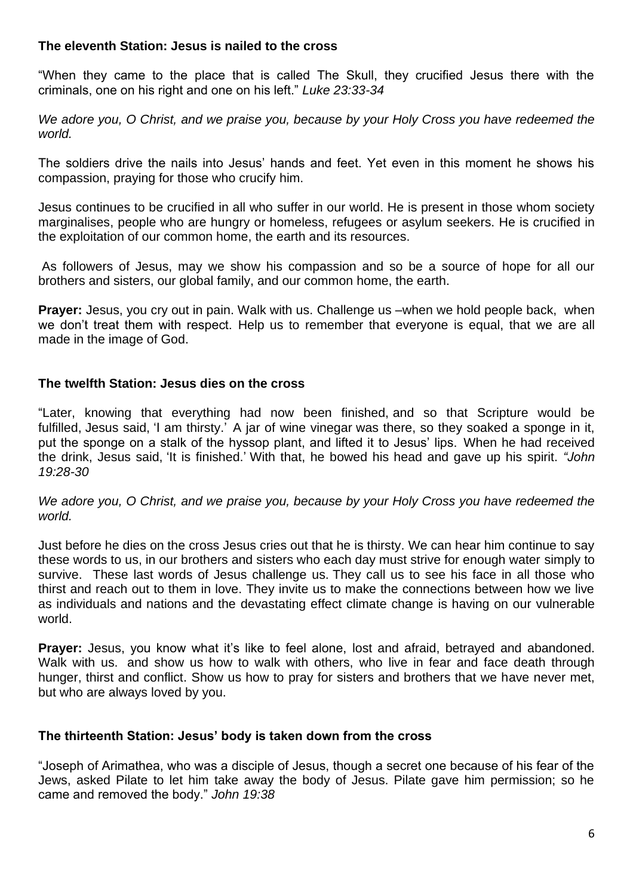**The eleventh Station: Jesus is nailed to the cross**

"When they came to the place that is called The Skull, they crucified Jesus there with the criminals, one on his right and one on his left." *Luke 23:33-34*

*We adore you, O Christ, and we praise you, because by your Holy Cross you have redeemed the world.*

The soldiers drive the nails into Jesus' hands and feet. Yet even in this moment he shows his compassion, praying for those who crucify him.

Jesus continues to be crucified in all who suffer in our world. He is present in those whom society marginalises, people who are hungry or homeless, refugees or asylum seekers. He is crucified in the exploitation of our common home, the earth and its resources.

As followers of Jesus, may we show his compassion and so be a source of hope for all our brothers and sisters, our global family, and our common home, the earth.

**Prayer:** Jesus, you cry out in pain. Walk with us. Challenge us –when we hold people back, when we don't treat them with respect. Help us to remember that everyone is equal, that we are all made in the image of God.

**The twelfth Station: Jesus dies on the cross**

"Later, knowing that everything had now been finished, and so that Scripture would be fulfilled, Jesus said, 'I am thirsty.' A jar of wine vinegar was there, so they soaked a sponge in it, put the sponge on a stalk of the hyssop plant, and lifted it to Jesus' lips. When he had received the drink, Jesus said, 'It is finished.' With that, he bowed his head and gave up his spirit. *"John 19:28-30*

*We adore you, O Christ, and we praise you, because by your Holy Cross you have redeemed the world.*

Just before he dies on the cross Jesus cries out that he is thirsty. We can hear him continue to say these words to us, in our brothers and sisters who each day must strive for enough water simply to survive. These last words of Jesus challenge us. They call us to see his face in all those who thirst and reach out to them in love. They invite us to make the connections between how we live as individuals and nations and the devastating effect climate change is having on our vulnerable world.

**Prayer:** Jesus, you know what it's like to feel alone, lost and afraid, betrayed and abandoned. Walk with us. and show us how to walk with others, who live in fear and face death through hunger, thirst and conflict. Show us how to pray for sisters and brothers that we have never met, but who are always loved by you.

**The thirteenth Station: Jesus' body is taken down from the cross**

"Joseph of Arimathea, who was a disciple of Jesus, though a secret one because of his fear of the Jews, asked Pilate to let him take away the body of Jesus. Pilate gave him permission; so he came and removed the body." *John 19:38*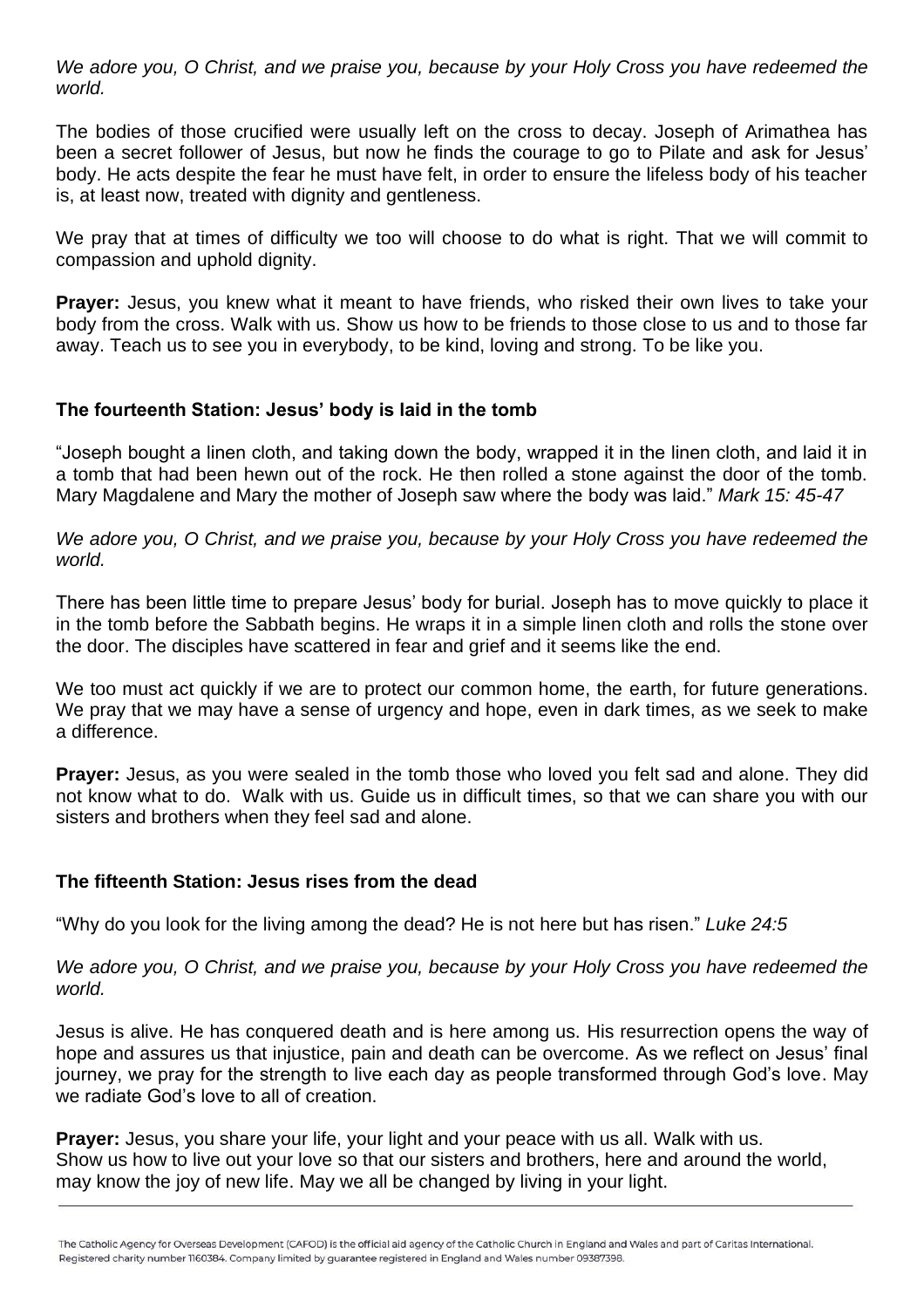*We adore you, O Christ, and we praise you, because by your Holy Cross you have redeemed the world.*

The bodies of those crucified were usually left on the cross to decay. Joseph of Arimathea has been a secret follower of Jesus, but now he finds the courage to go to Pilate and ask for Jesus' body. He acts despite the fear he must have felt, in order to ensure the lifeless body of his teacher is, at least now, treated with dignity and gentleness.

We pray that at times of difficulty we too will choose to do what is right. That we will commit to compassion and uphold dignity.

**Prayer:** Jesus, you knew what it meant to have friends, who risked their own lives to take your body from the cross. Walk with us. Show us how to be friends to those close to us and to those far away. Teach us to see you in everybody, to be kind, loving and strong. To be like you.

### The fourteenth Station: Jesus' body is laid in the tomb

"Joseph bought a linen cloth, and taking down the body, wrapped it in the linen cloth, and laid it in a tomb that had been hewn out of the rock. He then rolled a stone against the door of the tomb. Mary Magdalene and Mary the mother of Joseph saw where the body was laid." *Mark 15: 45-47*

*We adore you, O Christ, and we praise you, because by your Holy Cross you have redeemed the world.*

There has been little time to prepare Jesus' body for burial. Joseph has to move quickly to place it in the tomb before the Sabbath begins. He wraps it in a simple linen cloth and rolls the stone over the door. The disciples have scattered in fear and grief and it seems like the end.

We too must act quickly if we are to protect our common home, the earth, for future generations. We pray that we may have a sense of urgency and hope, even in dark times, as we seek to make a difference.

**Prayer:** Jesus, as you were sealed in the tomb those who loved you felt sad and alone. They did not know what to do. Walk with us. Guide us in difficult times, so that we can share you with our sisters and brothers when they feel sad and alone.

### The fifteenth Station: Jesus rises from the dead

"Why do you look for the living among the dead? He is not here but has risen." *Luke 24:5*

*We adore you, O Christ, and we praise you, because by your Holy Cross you have redeemed the world.*

Jesus is alive. He has conquered death and is here among us. His resurrection opens the way of hope and assures us that injustice, pain and death can be overcome. As we reflect on Jesus' final journey, we pray for the strength to live each day as people transformed through God's love. May we radiate God's love to all of creation.

**Prayer:** Jesus, you share your life, your light and your peace with us all. Walk with us. Show us how to live out your love so that our sisters and brothers, here and around the world, may know the joy of new life. May we all be changed by living in your light.

---

The Catholic Agency for Overseas Development (CAFOD) is the official aid agency of the Catholic Church in England and Wales and part of Caritas International. Registered charity number 1160384. Company limited by guarantee registered in England and Wales number 09387398.